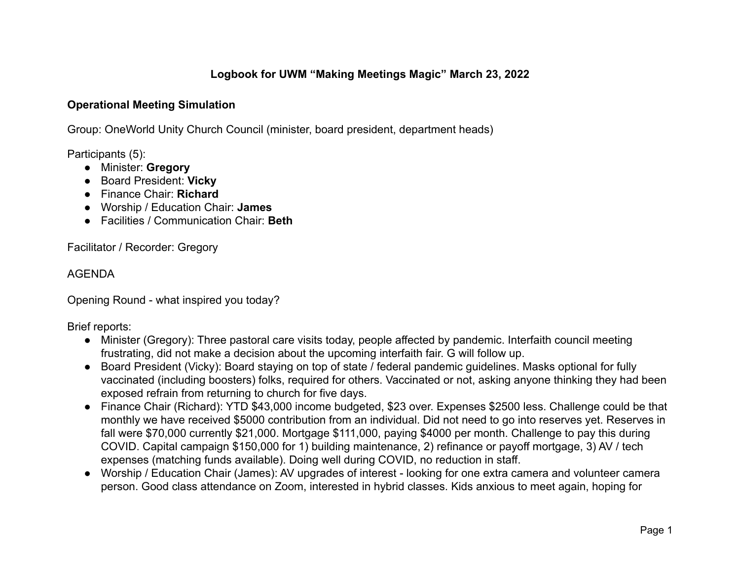**Logbook for UWM "Making Meetings Magic" March 23, 2022**

**Operational Meeting Simulation**

Group: OneWorld Unity Church Council (minister, board president, department heads)

Participants (5):

- Minister: **Gregory**
- Board President: **Vicky**
- Finance Chair: **Richard**
- Worship / Education Chair: **James**
- Facilities / Communication Chair: **Beth**

Facilitator / Recorder: Gregory

AGENDA

Opening Round - what inspired you today?

Brief reports:

- Minister (Gregory): Three pastoral care visits today, people affected by pandemic. Interfaith council meeting frustrating, did not make a decision about the upcoming interfaith fair. G will follow up.
- Board President (Vicky): Board staying on top of state / federal pandemic guidelines. Masks optional for fully vaccinated (including boosters) folks, required for others. Vaccinated or not, asking anyone thinking they had been exposed refrain from returning to church for five days.
- Finance Chair (Richard): YTD $43,000 income budgeted, $23 over. Expenses $2500 less. Challenge could be that monthly we have received $5000 contribution from an individual. Did not need to go into reserves yet. Reserves in fall were $70,000 currently $21,000. Mortgage $111,000, paying $4000 per month. Challenge to pay this during COVID. Capital campaign $150,000 for 1) building maintenance, 2) refinance or payoff mortgage, 3) AV / tech expenses (matching funds available). Doing well during COVID, no reduction in staff.
- Worship / Education Chair (James): AV upgrades of interest - looking for one extra camera and volunteer camera person. Good class attendance on Zoom, interested in hybrid classes. Kids anxious to meet again, hoping for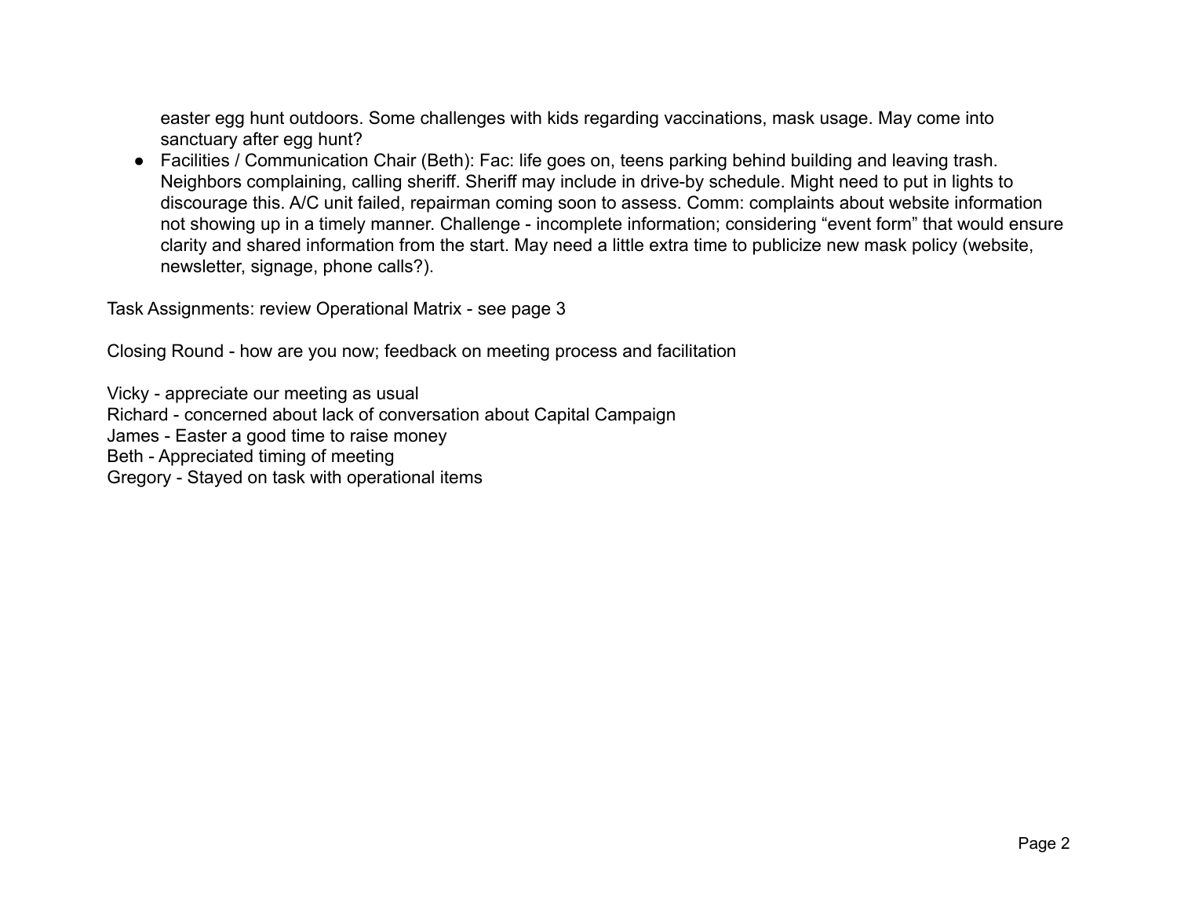easter egg hunt outdoors. Some challenges with kids regarding vaccinations, mask usage. May come into sanctuary after egg hunt?

- Facilities / Communication Chair (Beth): Fac: life goes on, teens parking behind building and leaving trash. Neighbors complaining, calling sheriff. Sheriff may include in drive-by schedule. Might need to put in lights to discourage this. A/C unit failed, repairman coming soon to assess. Comm: complaints about website information not showing up in a timely manner. Challenge - incomplete information; considering "event form" that would ensure clarity and shared information from the start. May need a little extra time to publicize new mask policy (website, newsletter, signage, phone calls?).

Task Assignments: review Operational Matrix - see page 3

Closing Round - how are you now; feedback on meeting process and facilitation

Vicky - appreciate our meeting as usual
Richard - concerned about lack of conversation about Capital Campaign
James - Easter a good time to raise money
Beth - Appreciated timing of meeting
Gregory - Stayed on task with operational items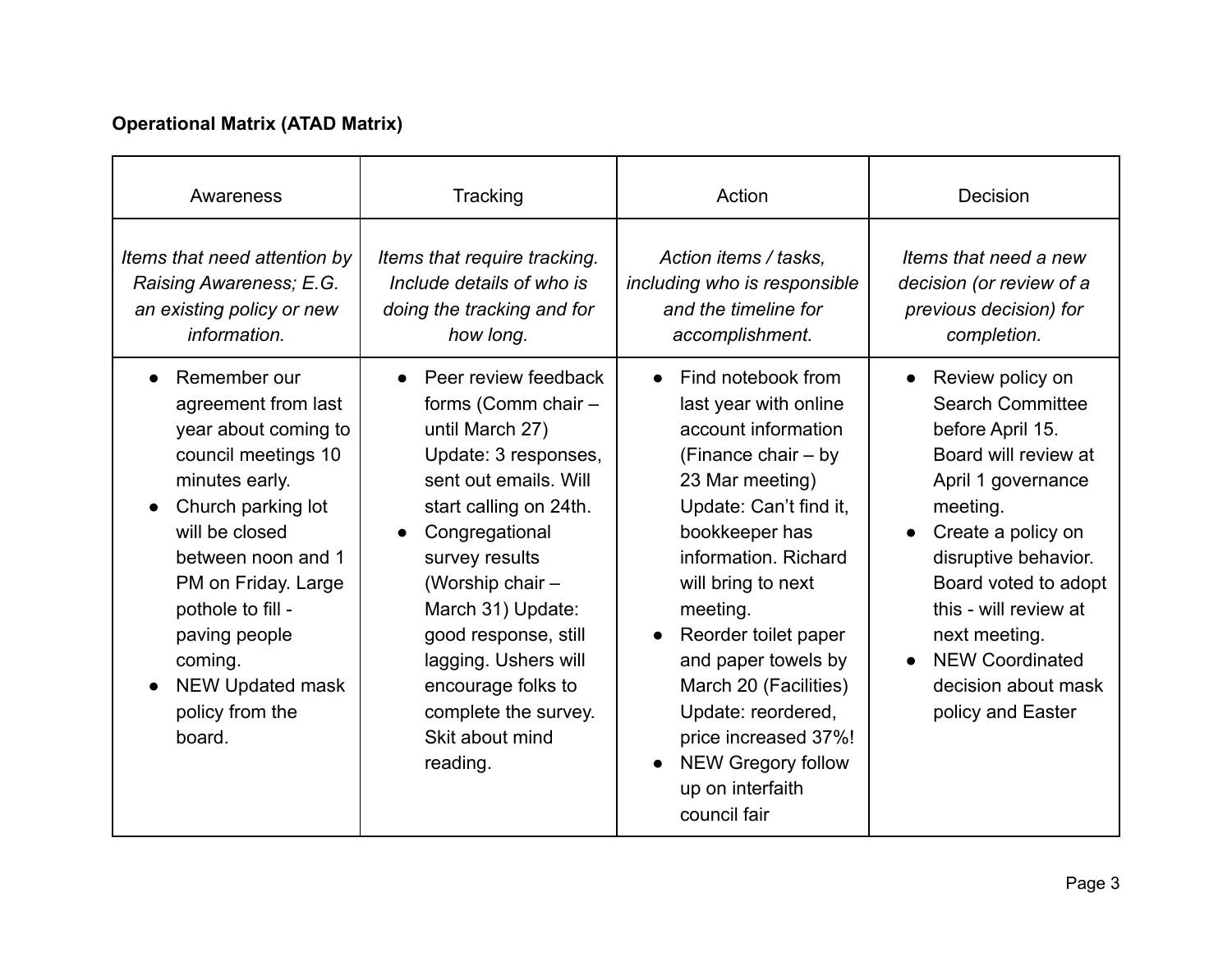**Operational Matrix (ATAD Matrix)**

| Awareness | Tracking | Action | Decision |
| --- | --- | --- | --- |
| *Items that need attention by Raising Awareness; E.G. an existing policy or new information.* | *Items that require tracking. Include details of who is doing the tracking and for how long.* | *Action items / tasks, including who is responsible and the timeline for accomplishment.* | *Items that need a new decision (or review of a previous decision) for completion.* |
| ● Remember our agreement from last year about coming to council meetings 10 minutes early.<br>● Church parking lot will be closed between noon and 1 PM on Friday. Large pothole to fill - paving people coming.<br>● NEW Updated mask policy from the board. | ● Peer review feedback forms (Comm chair – until March 27) Update: 3 responses, sent out emails. Will start calling on 24th.<br>● Congregational survey results (Worship chair – March 31) Update: good response, still lagging. Ushers will encourage folks to complete the survey. Skit about mind reading. | ● Find notebook from last year with online account information (Finance chair – by 23 Mar meeting) Update: Can't find it, bookkeeper has information. Richard will bring to next meeting.<br>● Reorder toilet paper and paper towels by March 20 (Facilities) Update: reordered, price increased 37%!<br>● NEW Gregory follow up on interfaith council fair | ● Review policy on Search Committee before April 15. Board will review at April 1 governance meeting.<br>● Create a policy on disruptive behavior. Board voted to adopt this - will review at next meeting.<br>● NEW Coordinated decision about mask policy and Easter |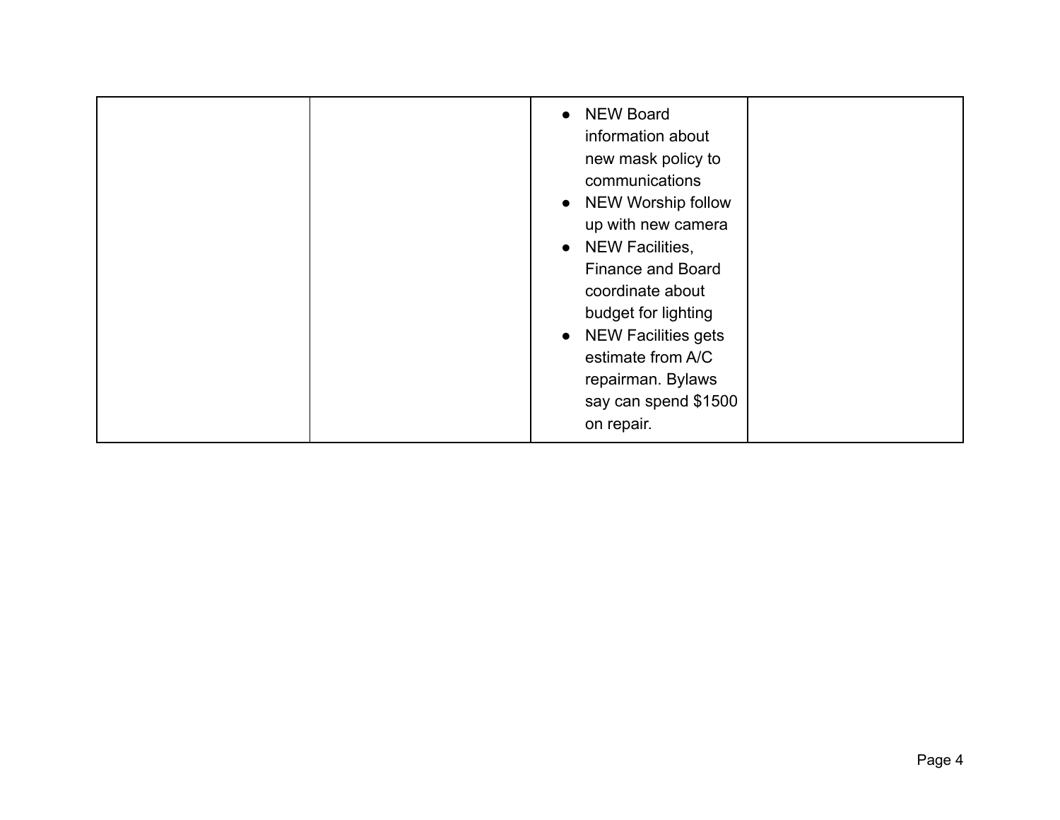| | | | |
|---|---|---|---|
| | | • NEW Board information about new mask policy to communications<br>• NEW Worship follow up with new camera<br>• NEW Facilities, Finance and Board coordinate about budget for lighting<br>• NEW Facilities gets estimate from A/C repairman. Bylaws say can spend $1500 on repair. | |